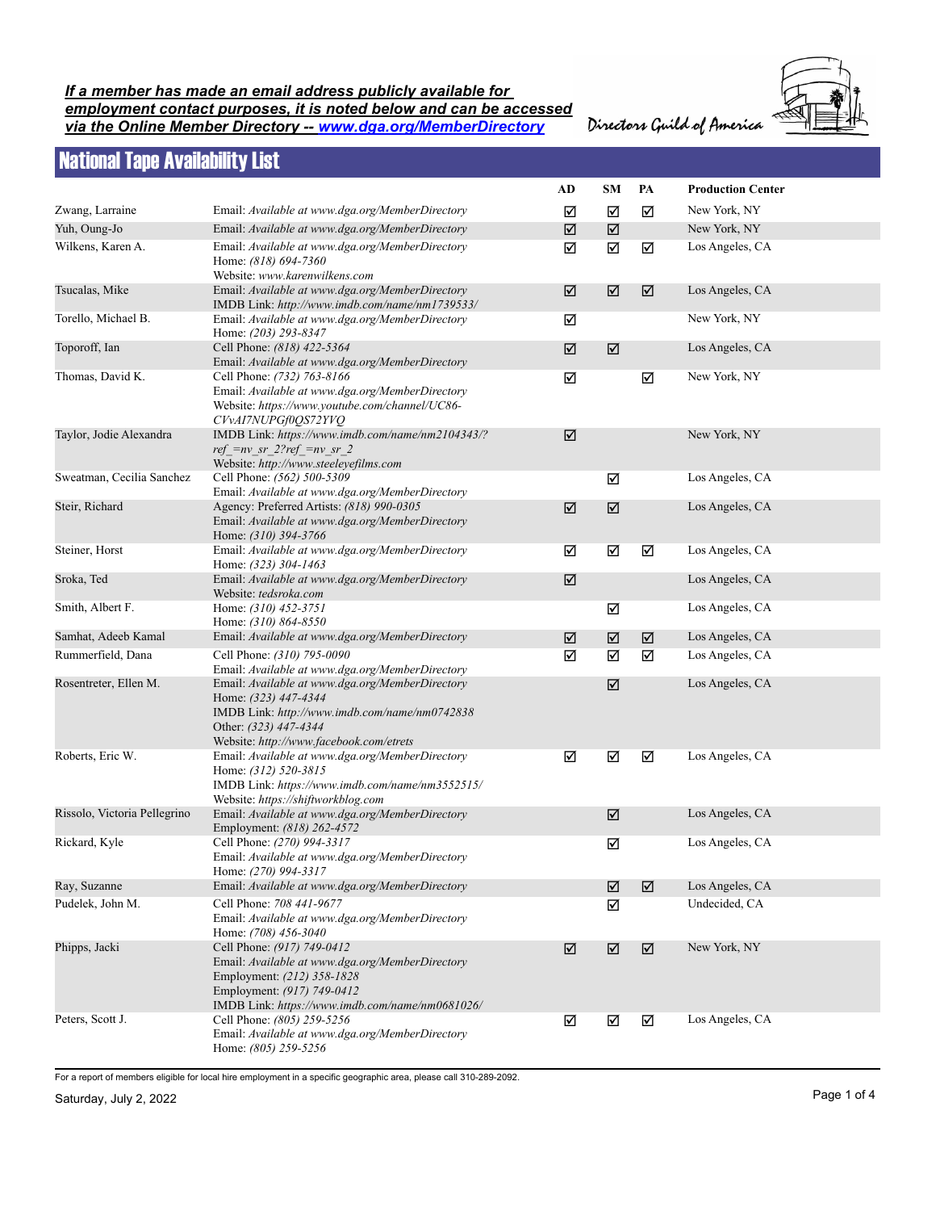***If a member has made an email address publicly available for employment contact purposes, it is noted below and can be accessed via the Online Member Directory -- [www.dga.org/MemberDirectory](http://www.dga.org/MemberDirectory)***

Directors Guild of America

# National Tape Availability List

| Name | Contact | AD | SM | PA | Production Center |
|---|---|---|---|---|---|
| Zwang, Larraine | Email: *Available at www.dga.org/MemberDirectory* | ☑ | ☑ | ☑ | New York, NY |
| Yuh, Oung-Jo | Email: *Available at www.dga.org/MemberDirectory* | ☑ | ☑ | | New York, NY |
| Wilkens, Karen A. | Email: *Available at www.dga.org/MemberDirectory*<br>Home: *(818) 694-7360*<br>Website: *www.karenwilkens.com* | ☑ | ☑ | ☑ | Los Angeles, CA |
| Tsucalas, Mike | Email: *Available at www.dga.org/MemberDirectory*<br>IMDB Link: *http://www.imdb.com/name/nm1739533/* | ☑ | ☑ | ☑ | Los Angeles, CA |
| Torello, Michael B. | Email: *Available at www.dga.org/MemberDirectory*<br>Home: *(203) 293-8347* | ☑ | | | New York, NY |
| Toporoff, Ian | Cell Phone: *(818) 422-5364*<br>Email: *Available at www.dga.org/MemberDirectory* | ☑ | ☑ | | Los Angeles, CA |
| Thomas, David K. | Cell Phone: *(732) 763-8166*<br>Email: *Available at www.dga.org/MemberDirectory*<br>Website: *https://www.youtube.com/channel/UC86-CVvAI7NUPGf0QS72YVQ* | ☑ | | ☑ | New York, NY |
| Taylor, Jodie Alexandra | IMDB Link: *https://www.imdb.com/name/nm2104343/?ref_=nv_sr_2?ref_=nv_sr_2*<br>Website: *http://www.steeleyefilms.com* | ☑ | | | New York, NY |
| Sweatman, Cecilia Sanchez | Cell Phone: *(562) 500-5309*<br>Email: *Available at www.dga.org/MemberDirectory* | | ☑ | | Los Angeles, CA |
| Steir, Richard | Agency: Preferred Artists: *(818) 990-0305*<br>Email: *Available at www.dga.org/MemberDirectory*<br>Home: *(310) 394-3766* | ☑ | ☑ | | Los Angeles, CA |
| Steiner, Horst | Email: *Available at www.dga.org/MemberDirectory*<br>Home: *(323) 304-1463* | ☑ | ☑ | ☑ | Los Angeles, CA |
| Sroka, Ted | Email: *Available at www.dga.org/MemberDirectory*<br>Website: *tedsroka.com* | ☑ | | | Los Angeles, CA |
| Smith, Albert F. | Home: *(310) 452-3751*<br>Home: *(310) 864-8550* | | ☑ | | Los Angeles, CA |
| Samhat, Adeeb Kamal | Email: *Available at www.dga.org/MemberDirectory* | ☑ | ☑ | ☑ | Los Angeles, CA |
| Rummerfield, Dana | Cell Phone: *(310) 795-0090*<br>Email: *Available at www.dga.org/MemberDirectory* | ☑ | ☑ | ☑ | Los Angeles, CA |
| Rosentreter, Ellen M. | Email: *Available at www.dga.org/MemberDirectory*<br>Home: *(323) 447-4344*<br>IMDB Link: *http://www.imdb.com/name/nm0742838*<br>Other: *(323) 447-4344*<br>Website: *http://www.facebook.com/etrets* | | ☑ | | Los Angeles, CA |
| Roberts, Eric W. | Email: *Available at www.dga.org/MemberDirectory*<br>Home: *(312) 520-3815*<br>IMDB Link: *https://www.imdb.com/name/nm3552515/*<br>Website: *https://shiftworkblog.com* | ☑ | ☑ | ☑ | Los Angeles, CA |
| Rissolo, Victoria Pellegrino | Email: *Available at www.dga.org/MemberDirectory*<br>Employment: *(818) 262-4572* | | ☑ | | Los Angeles, CA |
| Rickard, Kyle | Cell Phone: *(270) 994-3317*<br>Email: *Available at www.dga.org/MemberDirectory*<br>Home: *(270) 994-3317* | | ☑ | | Los Angeles, CA |
| Ray, Suzanne | Email: *Available at www.dga.org/MemberDirectory* | | ☑ | ☑ | Los Angeles, CA |
| Pudelek, John M. | Cell Phone: *708 441-9677*<br>Email: *Available at www.dga.org/MemberDirectory*<br>Home: *(708) 456-3040* | | ☑ | | Undecided, CA |
| Phipps, Jacki | Cell Phone: *(917) 749-0412*<br>Email: *Available at www.dga.org/MemberDirectory*<br>Employment: *(212) 358-1828*<br>Employment: *(917) 749-0412*<br>IMDB Link: *https://www.imdb.com/name/nm0681026/* | ☑ | ☑ | ☑ | New York, NY |
| Peters, Scott J. | Cell Phone: *(805) 259-5256*<br>Email: *Available at www.dga.org/MemberDirectory*<br>Home: *(805) 259-5256* | ☑ | ☑ | ☑ | Los Angeles, CA |

For a report of members eligible for local hire employment in a specific geographic area, please call 310-289-2092.

Saturday, July 2, 2022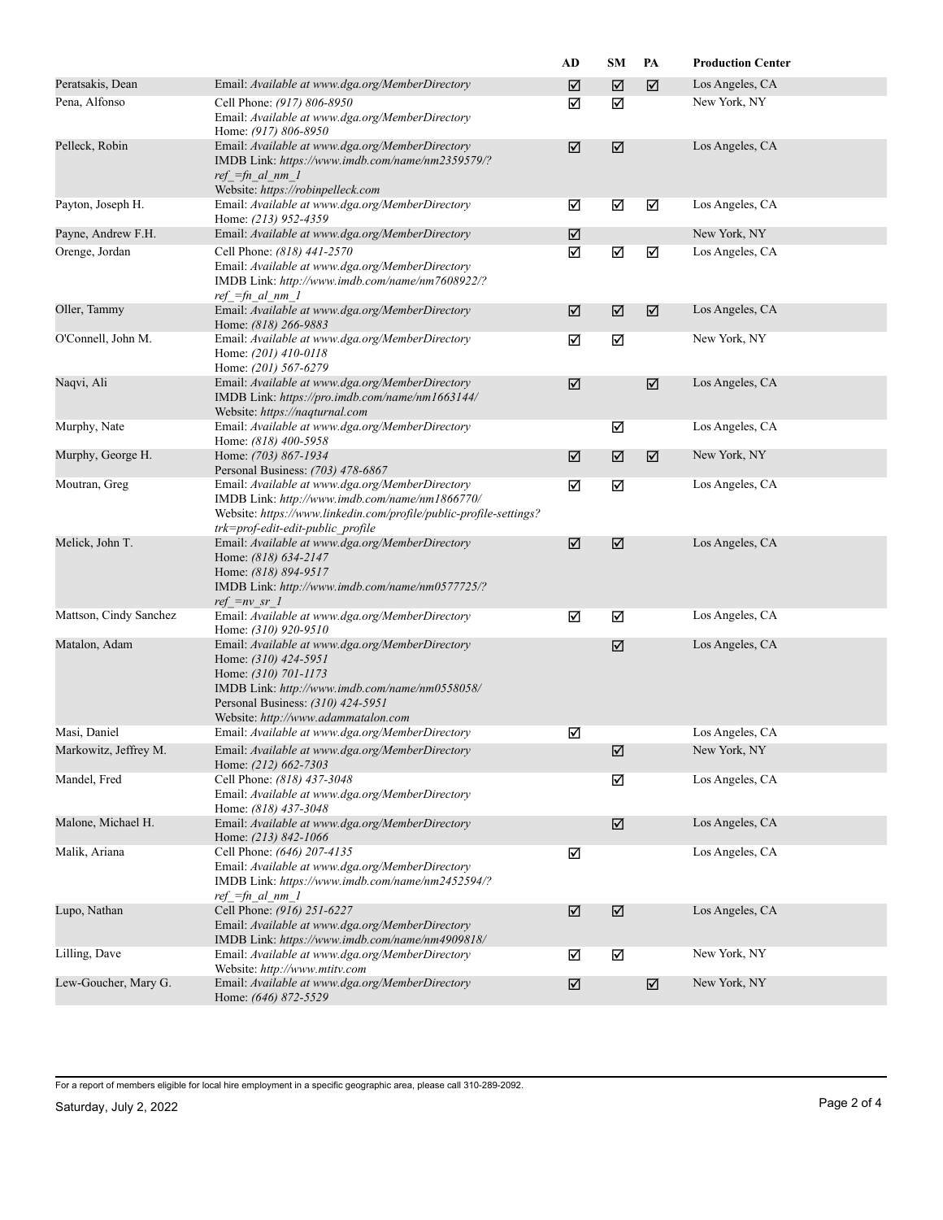| | | AD | SM | PA | Production Center |
|---|---|---|---|---|---|
| Peratsakis, Dean | Email: *Available at www.dga.org/MemberDirectory* | ☑ | ☑ | ☑ | Los Angeles, CA |
| Pena, Alfonso | Cell Phone: *(917) 806-8950*<br>Email: *Available at www.dga.org/MemberDirectory*<br>Home: *(917) 806-8950* | ☑ | ☑ | | New York, NY |
| Pelleck, Robin | Email: *Available at www.dga.org/MemberDirectory*<br>IMDB Link: *https://www.imdb.com/name/nm2359579/?ref_=fn_al_nm_1*<br>Website: *https://robinpelleck.com* | ☑ | ☑ | | Los Angeles, CA |
| Payton, Joseph H. | Email: *Available at www.dga.org/MemberDirectory*<br>Home: *(213) 952-4359* | ☑ | ☑ | ☑ | Los Angeles, CA |
| Payne, Andrew F.H. | Email: *Available at www.dga.org/MemberDirectory* | ☑ | | | New York, NY |
| Orenge, Jordan | Cell Phone: *(818) 441-2570*<br>Email: *Available at www.dga.org/MemberDirectory*<br>IMDB Link: *http://www.imdb.com/name/nm7608922/?ref_=fn_al_nm_1* | ☑ | ☑ | ☑ | Los Angeles, CA |
| Oller, Tammy | Email: *Available at www.dga.org/MemberDirectory*<br>Home: *(818) 266-9883* | ☑ | ☑ | ☑ | Los Angeles, CA |
| O'Connell, John M. | Email: *Available at www.dga.org/MemberDirectory*<br>Home: *(201) 410-0118*<br>Home: *(201) 567-6279* | ☑ | ☑ | | New York, NY |
| Naqvi, Ali | Email: *Available at www.dga.org/MemberDirectory*<br>IMDB Link: *https://pro.imdb.com/name/nm1663144/*<br>Website: *https://naqturnal.com* | ☑ | | ☑ | Los Angeles, CA |
| Murphy, Nate | Email: *Available at www.dga.org/MemberDirectory*<br>Home: *(818) 400-5958* | | ☑ | | Los Angeles, CA |
| Murphy, George H. | Home: *(703) 867-1934*<br>Personal Business: *(703) 478-6867* | ☑ | ☑ | ☑ | New York, NY |
| Moutran, Greg | Email: *Available at www.dga.org/MemberDirectory*<br>IMDB Link: *http://www.imdb.com/name/nm1866770/*<br>Website: *https://www.linkedin.com/profile/public-profile-settings?trk=prof-edit-edit-public_profile* | ☑ | ☑ | | Los Angeles, CA |
| Melick, John T. | Email: *Available at www.dga.org/MemberDirectory*<br>Home: *(818) 634-2147*<br>Home: *(818) 894-9517*<br>IMDB Link: *http://www.imdb.com/name/nm0577725/?ref_=nv_sr_1* | ☑ | ☑ | | Los Angeles, CA |
| Mattson, Cindy Sanchez | Email: *Available at www.dga.org/MemberDirectory*<br>Home: *(310) 920-9510* | ☑ | ☑ | | Los Angeles, CA |
| Matalon, Adam | Email: *Available at www.dga.org/MemberDirectory*<br>Home: *(310) 424-5951*<br>Home: *(310) 701-1173*<br>IMDB Link: *http://www.imdb.com/name/nm0558058/*<br>Personal Business: *(310) 424-5951*<br>Website: *http://www.adammatalon.com* | | ☑ | | Los Angeles, CA |
| Masi, Daniel | Email: *Available at www.dga.org/MemberDirectory* | ☑ | | | Los Angeles, CA |
| Markowitz, Jeffrey M. | Email: *Available at www.dga.org/MemberDirectory*<br>Home: *(212) 662-7303* | | ☑ | | New York, NY |
| Mandel, Fred | Cell Phone: *(818) 437-3048*<br>Email: *Available at www.dga.org/MemberDirectory*<br>Home: *(818) 437-3048* | | ☑ | | Los Angeles, CA |
| Malone, Michael H. | Email: *Available at www.dga.org/MemberDirectory*<br>Home: *(213) 842-1066* | | ☑ | | Los Angeles, CA |
| Malik, Ariana | Cell Phone: *(646) 207-4135*<br>Email: *Available at www.dga.org/MemberDirectory*<br>IMDB Link: *https://www.imdb.com/name/nm2452594/?ref_=fn_al_nm_1* | ☑ | | | Los Angeles, CA |
| Lupo, Nathan | Cell Phone: *(916) 251-6227*<br>Email: *Available at www.dga.org/MemberDirectory*<br>IMDB Link: *https://www.imdb.com/name/nm4909818/* | ☑ | ☑ | | Los Angeles, CA |
| Lilling, Dave | Email: *Available at www.dga.org/MemberDirectory*<br>Website: *http://www.mtitv.com* | ☑ | ☑ | | New York, NY |
| Lew-Goucher, Mary G. | Email: *Available at www.dga.org/MemberDirectory*<br>Home: *(646) 872-5529* | ☑ | | ☑ | New York, NY |

For a report of members eligible for local hire employment in a specific geographic area, please call 310-289-2092.

Saturday, July 2, 2022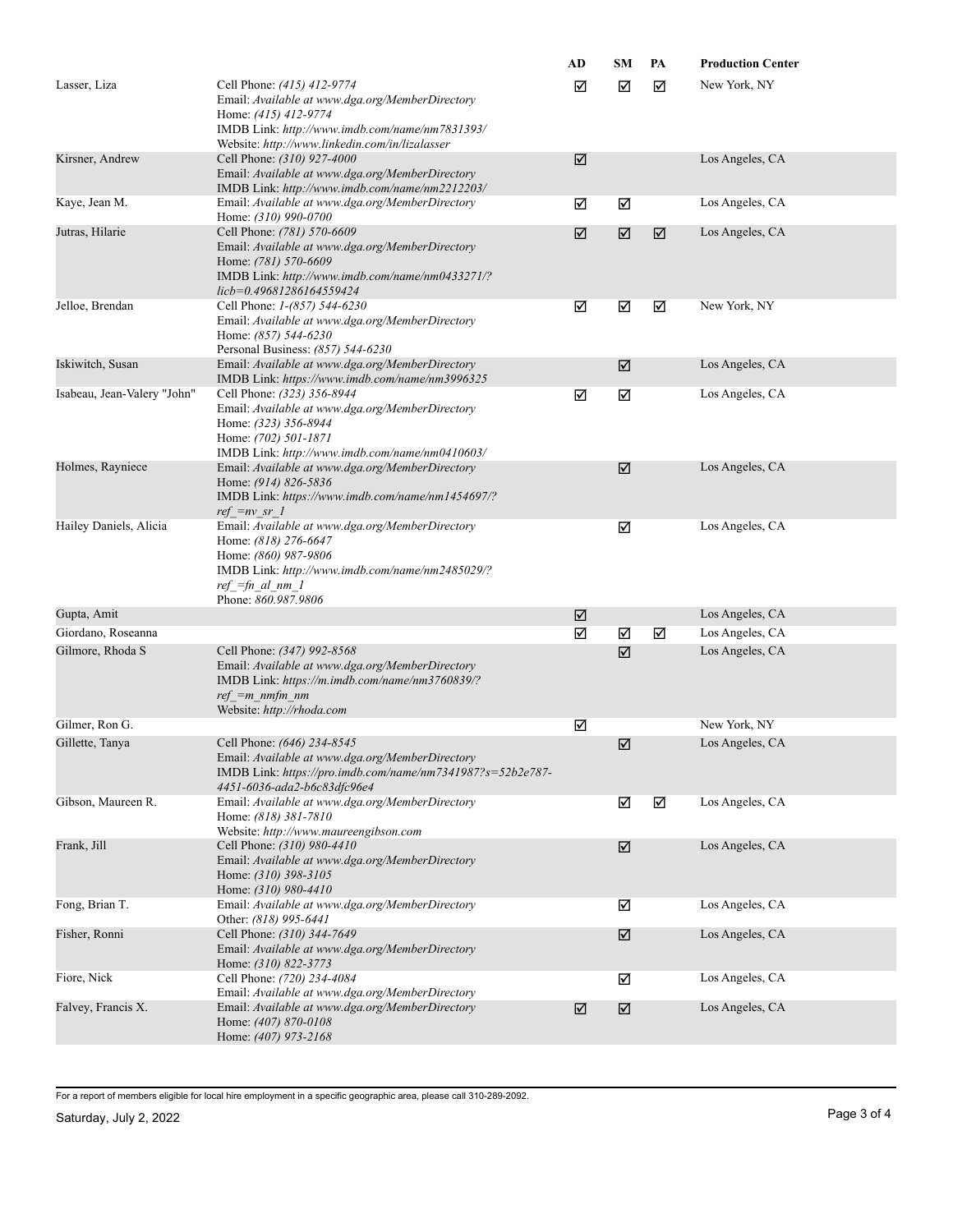| | | AD | SM | PA | Production Center |
|---|---|---|---|---|---|
| Lasser, Liza | Cell Phone: *(415) 412-9774*<br>Email: *Available at www.dga.org/MemberDirectory*<br>Home: *(415) 412-9774*<br>IMDB Link: *http://www.imdb.com/name/nm7831393/*<br>Website: *http://www.linkedin.com/in/lizalasser* | ☑ | ☑ | ☑ | New York, NY |
| Kirsner, Andrew | Cell Phone: *(310) 927-4000*<br>Email: *Available at www.dga.org/MemberDirectory*<br>IMDB Link: *http://www.imdb.com/name/nm2212203/* | ☑ | | | Los Angeles, CA |
| Kaye, Jean M. | Email: *Available at www.dga.org/MemberDirectory*<br>Home: *(310) 990-0700* | ☑ | ☑ | | Los Angeles, CA |
| Jutras, Hilarie | Cell Phone: *(781) 570-6609*<br>Email: *Available at www.dga.org/MemberDirectory*<br>Home: *(781) 570-6609*<br>IMDB Link: *http://www.imdb.com/name/nm0433271/?licb=0.49681286164559424* | ☑ | ☑ | ☑ | Los Angeles, CA |
| Jelloe, Brendan | Cell Phone: *1-(857) 544-6230*<br>Email: *Available at www.dga.org/MemberDirectory*<br>Home: *(857) 544-6230*<br>Personal Business: *(857) 544-6230* | ☑ | ☑ | ☑ | New York, NY |
| Iskiwitch, Susan | Email: *Available at www.dga.org/MemberDirectory*<br>IMDB Link: *https://www.imdb.com/name/nm3996325* | | ☑ | | Los Angeles, CA |
| Isabeau, Jean-Valery "John" | Cell Phone: *(323) 356-8944*<br>Email: *Available at www.dga.org/MemberDirectory*<br>Home: *(323) 356-8944*<br>Home: *(702) 501-1871*<br>IMDB Link: *http://www.imdb.com/name/nm0410603/* | ☑ | ☑ | | Los Angeles, CA |
| Holmes, Rayniece | Email: *Available at www.dga.org/MemberDirectory*<br>Home: *(914) 826-5836*<br>IMDB Link: *https://www.imdb.com/name/nm1454697/?ref_=nv_sr_1* | | ☑ | | Los Angeles, CA |
| Hailey Daniels, Alicia | Email: *Available at www.dga.org/MemberDirectory*<br>Home: *(818) 276-6647*<br>Home: *(860) 987-9806*<br>IMDB Link: *http://www.imdb.com/name/nm2485029/?ref_=fn_al_nm_1*<br>Phone: *860.987.9806* | | ☑ | | Los Angeles, CA |
| Gupta, Amit | | ☑ | | | Los Angeles, CA |
| Giordano, Roseanna | | ☑ | ☑ | ☑ | Los Angeles, CA |
| Gilmore, Rhoda S | Cell Phone: *(347) 992-8568*<br>Email: *Available at www.dga.org/MemberDirectory*<br>IMDB Link: *https://m.imdb.com/name/nm3760839/?ref_=m_nmfm_nm*<br>Website: *http://rhoda.com* | | ☑ | | Los Angeles, CA |
| Gilmer, Ron G. | | ☑ | | | New York, NY |
| Gillette, Tanya | Cell Phone: *(646) 234-8545*<br>Email: *Available at www.dga.org/MemberDirectory*<br>IMDB Link: *https://pro.imdb.com/name/nm7341987?s=52b2e787-4451-6036-ada2-b6c83dfc96e4* | | ☑ | | Los Angeles, CA |
| Gibson, Maureen R. | Email: *Available at www.dga.org/MemberDirectory*<br>Home: *(818) 381-7810*<br>Website: *http://www.maureengibson.com* | | ☑ | ☑ | Los Angeles, CA |
| Frank, Jill | Cell Phone: *(310) 980-4410*<br>Email: *Available at www.dga.org/MemberDirectory*<br>Home: *(310) 398-3105*<br>Home: *(310) 980-4410* | | ☑ | | Los Angeles, CA |
| Fong, Brian T. | Email: *Available at www.dga.org/MemberDirectory*<br>Other: *(818) 995-6441* | | ☑ | | Los Angeles, CA |
| Fisher, Ronni | Cell Phone: *(310) 344-7649*<br>Email: *Available at www.dga.org/MemberDirectory*<br>Home: *(310) 822-3773* | | ☑ | | Los Angeles, CA |
| Fiore, Nick | Cell Phone: *(720) 234-4084*<br>Email: *Available at www.dga.org/MemberDirectory* | | ☑ | | Los Angeles, CA |
| Falvey, Francis X. | Email: *Available at www.dga.org/MemberDirectory*<br>Home: *(407) 870-0108*<br>Home: *(407) 973-2168* | ☑ | ☑ | | Los Angeles, CA |

For a report of members eligible for local hire employment in a specific geographic area, please call 310-289-2092.

Saturday, July 2, 2022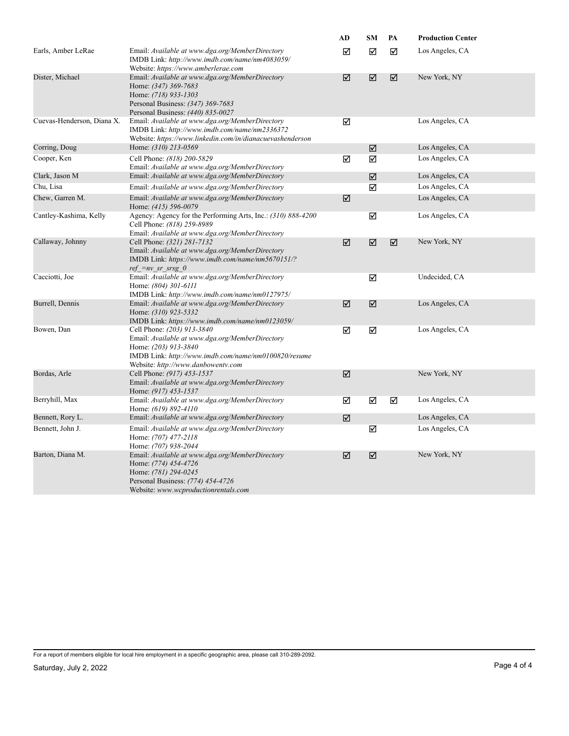| | | AD | SM | PA | Production Center |
|---|---|---|---|---|---|
| Earls, Amber LeRae | Email: *Available at www.dga.org/MemberDirectory*<br>IMDB Link: *http://www.imdb.com/name/nm4083059/*<br>Website: *https://www.amberlerae.com* | ☑ | ☑ | ☑ | Los Angeles, CA |
| Dister, Michael | Email: *Available at www.dga.org/MemberDirectory*<br>Home: *(347) 369-7683*<br>Home: *(718) 933-1303*<br>Personal Business: *(347) 369-7683*<br>Personal Business: *(440) 835-0027* | ☑ | ☑ | ☑ | New York, NY |
| Cuevas-Henderson, Diana X. | Email: *Available at www.dga.org/MemberDirectory*<br>IMDB Link: *http://www.imdb.com/name/nm2336372*<br>Website: *https://www.linkedin.com/in/dianacuevashenderson* | ☑ | | | Los Angeles, CA |
| Corring, Doug | Home: *(310) 213-0569* | | ☑ | | Los Angeles, CA |
| Cooper, Ken | Cell Phone: *(818) 200-5829*<br>Email: *Available at www.dga.org/MemberDirectory* | ☑ | ☑ | | Los Angeles, CA |
| Clark, Jason M | Email: *Available at www.dga.org/MemberDirectory* | | ☑ | | Los Angeles, CA |
| Chu, Lisa | Email: *Available at www.dga.org/MemberDirectory* | | ☑ | | Los Angeles, CA |
| Chew, Garren M. | Email: *Available at www.dga.org/MemberDirectory*<br>Home: *(415) 596-0079* | ☑ | | | Los Angeles, CA |
| Cantley-Kashima, Kelly | Agency: Agency for the Performing Arts, Inc.: *(310) 888-4200*<br>Cell Phone: *(818) 259-8989*<br>Email: *Available at www.dga.org/MemberDirectory* | | ☑ | | Los Angeles, CA |
| Callaway, Johnny | Cell Phone: *(321) 281-7132*<br>Email: *Available at www.dga.org/MemberDirectory*<br>IMDB Link: *https://www.imdb.com/name/nm5670151/?ref_=nv_sr_srsg_0* | ☑ | ☑ | ☑ | New York, NY |
| Cacciotti, Joe | Email: *Available at www.dga.org/MemberDirectory*<br>Home: *(804) 301-6111*<br>IMDB Link: *http://www.imdb.com/name/nm0127975/* | | ☑ | | Undecided, CA |
| Burrell, Dennis | Email: *Available at www.dga.org/MemberDirectory*<br>Home: *(310) 923-5332*<br>IMDB Link: *https://www.imdb.com/name/nm0123059/* | ☑ | ☑ | | Los Angeles, CA |
| Bowen, Dan | Cell Phone: *(203) 913-3840*<br>Email: *Available at www.dga.org/MemberDirectory*<br>Home: *(203) 913-3840*<br>IMDB Link: *http://www.imdb.com/name/nm0100820/resume*<br>Website: *http://www.danbowentv.com* | ☑ | ☑ | | Los Angeles, CA |
| Bordas, Arle | Cell Phone: *(917) 453-1537*<br>Email: *Available at www.dga.org/MemberDirectory*<br>Home: *(917) 453-1537* | ☑ | | | New York, NY |
| Berryhill, Max | Email: *Available at www.dga.org/MemberDirectory*<br>Home: *(619) 892-4110* | ☑ | ☑ | ☑ | Los Angeles, CA |
| Bennett, Rory L. | Email: *Available at www.dga.org/MemberDirectory* | ☑ | | | Los Angeles, CA |
| Bennett, John J. | Email: *Available at www.dga.org/MemberDirectory*<br>Home: *(707) 477-2118*<br>Home: *(707) 938-2044* | | ☑ | | Los Angeles, CA |
| Barton, Diana M. | Email: *Available at www.dga.org/MemberDirectory*<br>Home: *(774) 454-4726*<br>Home: *(781) 294-0245*<br>Personal Business: *(774) 454-4726*<br>Website: *www.wcproductionrentals.com* | ☑ | ☑ | | New York, NY |

For a report of members eligible for local hire employment in a specific geographic area, please call 310-289-2092.

Saturday, July 2, 2022